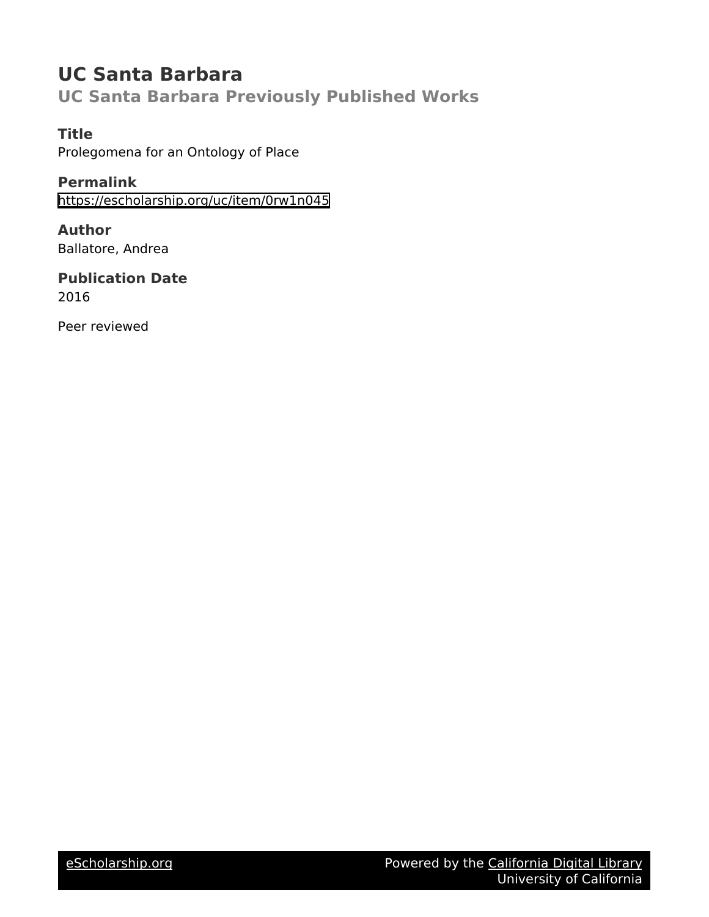# UC Santa Barbara

## UC Santa Barbara Previously Published Works

### Title

Prolegomena for an Ontology of Place

### Permalink

https://escholarship.org/uc/item/0rw1n045

### Author

Ballatore, Andrea

### Publication Date

2016

Peer reviewed

eScholarship.org Powered by the California Digital Library University of California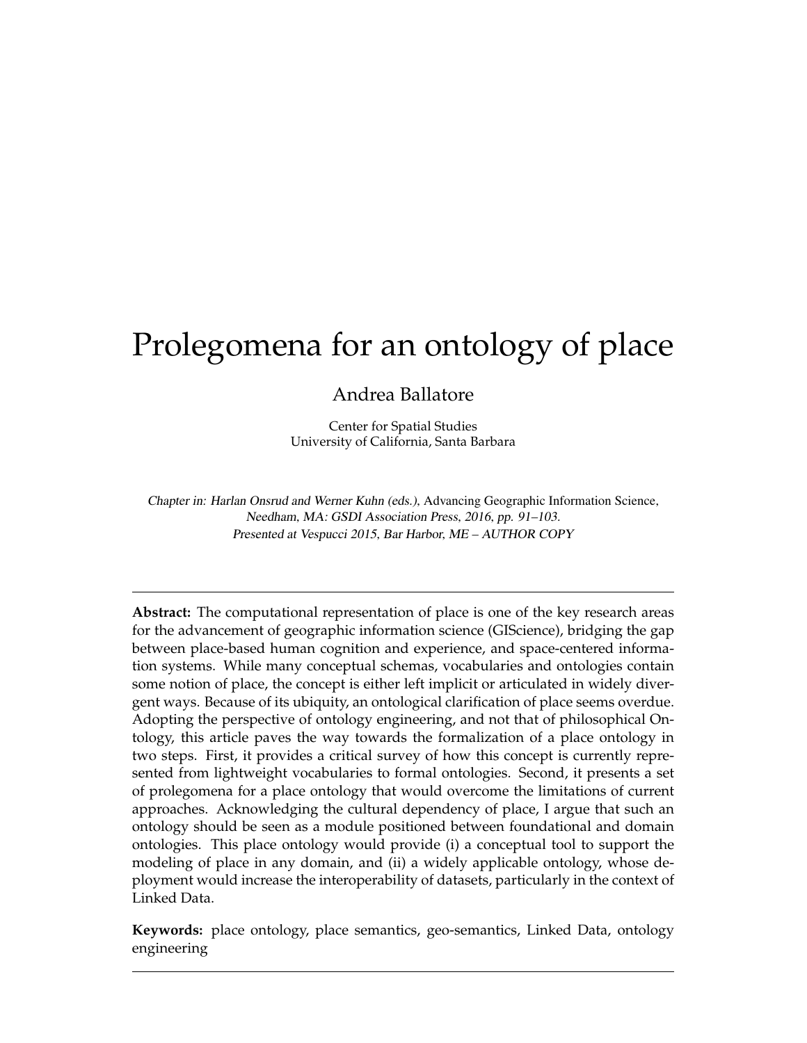# Prolegomena for an ontology of place

Andrea Ballatore

Center for Spatial Studies
University of California, Santa Barbara

*Chapter in: Harlan Onsrud and Werner Kuhn (eds.),* Advancing Geographic Information Science, *Needham, MA: GSDI Association Press, 2016, pp. 91–103.*
*Presented at Vespucci 2015, Bar Harbor, ME – AUTHOR COPY*

---

**Abstract:** The computational representation of place is one of the key research areas for the advancement of geographic information science (GIScience), bridging the gap between place-based human cognition and experience, and space-centered information systems. While many conceptual schemas, vocabularies and ontologies contain some notion of place, the concept is either left implicit or articulated in widely divergent ways. Because of its ubiquity, an ontological clarification of place seems overdue. Adopting the perspective of ontology engineering, and not that of philosophical Ontology, this article paves the way towards the formalization of a place ontology in two steps. First, it provides a critical survey of how this concept is currently represented from lightweight vocabularies to formal ontologies. Second, it presents a set of prolegomena for a place ontology that would overcome the limitations of current approaches. Acknowledging the cultural dependency of place, I argue that such an ontology should be seen as a module positioned between foundational and domain ontologies. This place ontology would provide (i) a conceptual tool to support the modeling of place in any domain, and (ii) a widely applicable ontology, whose deployment would increase the interoperability of datasets, particularly in the context of Linked Data.

**Keywords:** place ontology, place semantics, geo-semantics, Linked Data, ontology engineering

---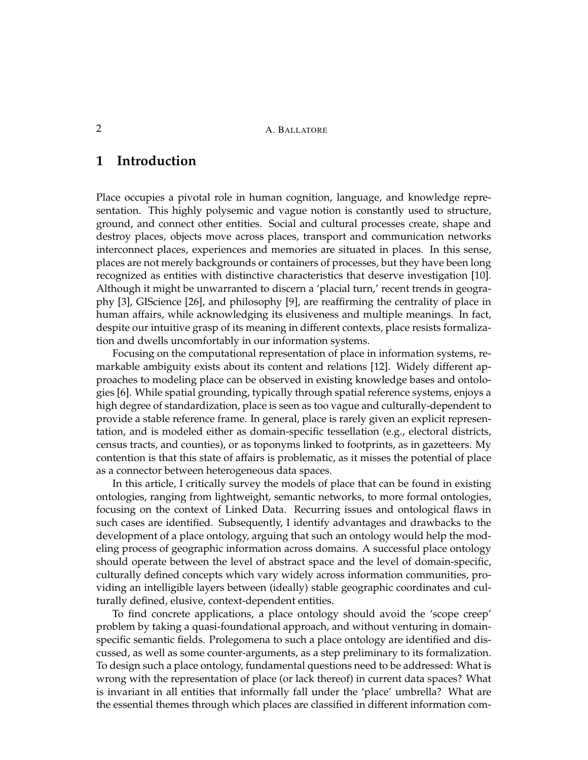# 1 Introduction

Place occupies a pivotal role in human cognition, language, and knowledge representation. This highly polysemic and vague notion is constantly used to structure, ground, and connect other entities. Social and cultural processes create, shape and destroy places, objects move across places, transport and communication networks interconnect places, experiences and memories are situated in places. In this sense, places are not merely backgrounds or containers of processes, but they have been long recognized as entities with distinctive characteristics that deserve investigation [10]. Although it might be unwarranted to discern a 'placial turn,' recent trends in geography [3], GIScience [26], and philosophy [9], are reaffirming the centrality of place in human affairs, while acknowledging its elusiveness and multiple meanings. In fact, despite our intuitive grasp of its meaning in different contexts, place resists formalization and dwells uncomfortably in our information systems.

Focusing on the computational representation of place in information systems, remarkable ambiguity exists about its content and relations [12]. Widely different approaches to modeling place can be observed in existing knowledge bases and ontologies [6]. While spatial grounding, typically through spatial reference systems, enjoys a high degree of standardization, place is seen as too vague and culturally-dependent to provide a stable reference frame. In general, place is rarely given an explicit representation, and is modeled either as domain-specific tessellation (e.g., electoral districts, census tracts, and counties), or as toponyms linked to footprints, as in gazetteers. My contention is that this state of affairs is problematic, as it misses the potential of place as a connector between heterogeneous data spaces.

In this article, I critically survey the models of place that can be found in existing ontologies, ranging from lightweight, semantic networks, to more formal ontologies, focusing on the context of Linked Data. Recurring issues and ontological flaws in such cases are identified. Subsequently, I identify advantages and drawbacks to the development of a place ontology, arguing that such an ontology would help the modeling process of geographic information across domains. A successful place ontology should operate between the level of abstract space and the level of domain-specific, culturally defined concepts which vary widely across information communities, providing an intelligible layers between (ideally) stable geographic coordinates and culturally defined, elusive, context-dependent entities.

To find concrete applications, a place ontology should avoid the 'scope creep' problem by taking a quasi-foundational approach, and without venturing in domain-specific semantic fields. Prolegomena to such a place ontology are identified and discussed, as well as some counter-arguments, as a step preliminary to its formalization. To design such a place ontology, fundamental questions need to be addressed: What is wrong with the representation of place (or lack thereof) in current data spaces? What is invariant in all entities that informally fall under the 'place' umbrella? What are the essential themes through which places are classified in different information com-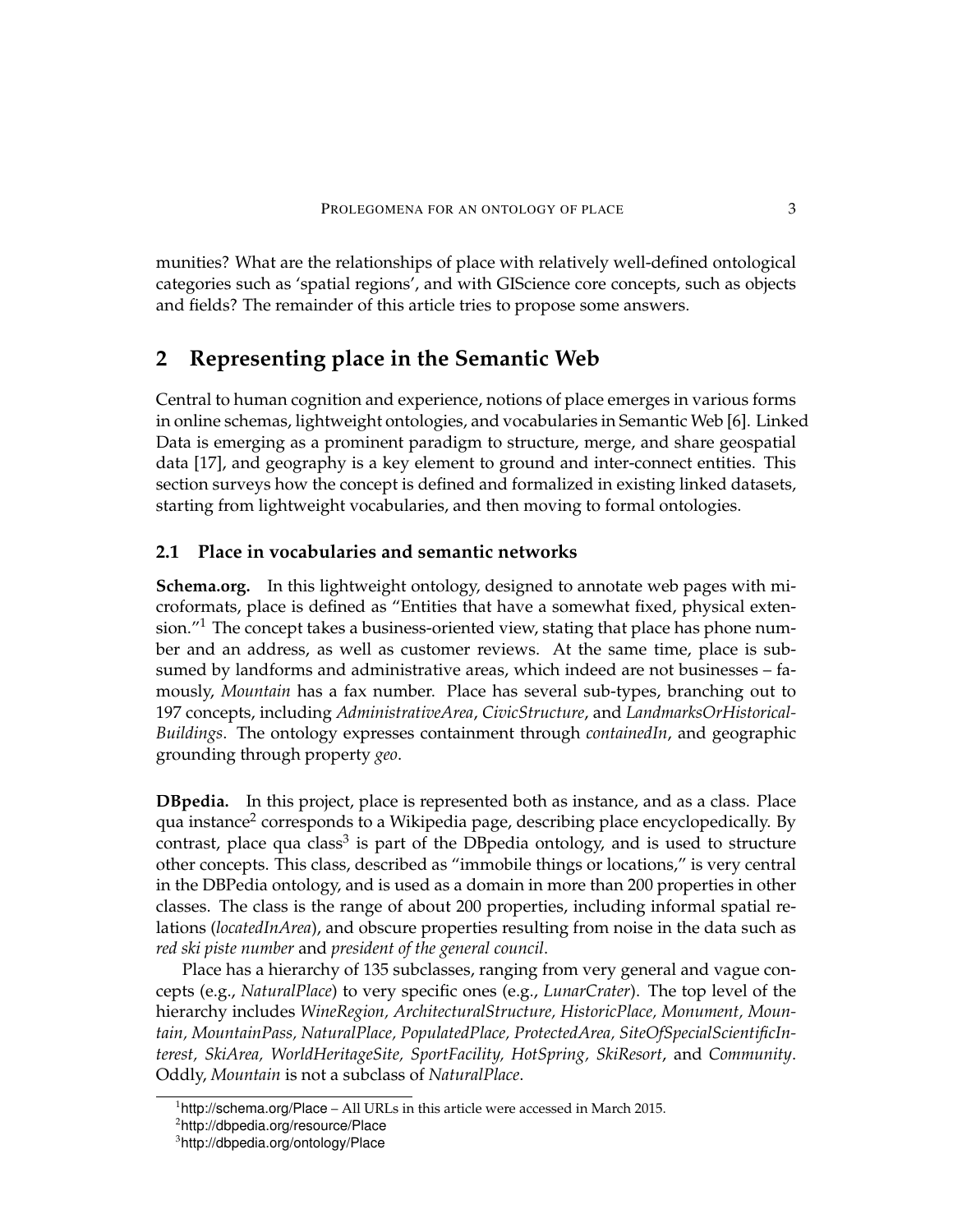munities? What are the relationships of place with relatively well-defined ontological categories such as 'spatial regions', and with GIScience core concepts, such as objects and fields? The remainder of this article tries to propose some answers.

## 2 Representing place in the Semantic Web

Central to human cognition and experience, notions of place emerges in various forms in online schemas, lightweight ontologies, and vocabularies in Semantic Web [6]. Linked Data is emerging as a prominent paradigm to structure, merge, and share geospatial data [17], and geography is a key element to ground and inter-connect entities. This section surveys how the concept is defined and formalized in existing linked datasets, starting from lightweight vocabularies, and then moving to formal ontologies.

### 2.1 Place in vocabularies and semantic networks

**Schema.org.** In this lightweight ontology, designed to annotate web pages with microformats, place is defined as "Entities that have a somewhat fixed, physical extension."[1] The concept takes a business-oriented view, stating that place has phone number and an address, as well as customer reviews. At the same time, place is subsumed by landforms and administrative areas, which indeed are not businesses – famously, *Mountain* has a fax number. Place has several sub-types, branching out to 197 concepts, including *AdministrativeArea*, *CivicStructure*, and *LandmarksOrHistoricalBuildings*. The ontology expresses containment through *containedIn*, and geographic grounding through property *geo*.

**DBpedia.** In this project, place is represented both as instance, and as a class. Place qua instance[2] corresponds to a Wikipedia page, describing place encyclopedically. By contrast, place qua class[3] is part of the DBpedia ontology, and is used to structure other concepts. This class, described as "immobile things or locations," is very central in the DBPedia ontology, and is used as a domain in more than 200 properties in other classes. The class is the range of about 200 properties, including informal spatial relations (*locatedInArea*), and obscure properties resulting from noise in the data such as *red ski piste number* and *president of the general council*.

Place has a hierarchy of 135 subclasses, ranging from very general and vague concepts (e.g., *NaturalPlace*) to very specific ones (e.g., *LunarCrater*). The top level of the hierarchy includes *WineRegion, ArchitecturalStructure, HistoricPlace, Monument, Mountain, MountainPass, NaturalPlace, PopulatedPlace, ProtectedArea, SiteOfSpecialScientificInterest, SkiArea, WorldHeritageSite, SportFacility, HotSpring, SkiResort*, and *Community*. Oddly, *Mountain* is not a subclass of *NaturalPlace*.

[1] http://schema.org/Place – All URLs in this article were accessed in March 2015.
[2] http://dbpedia.org/resource/Place
[3] http://dbpedia.org/ontology/Place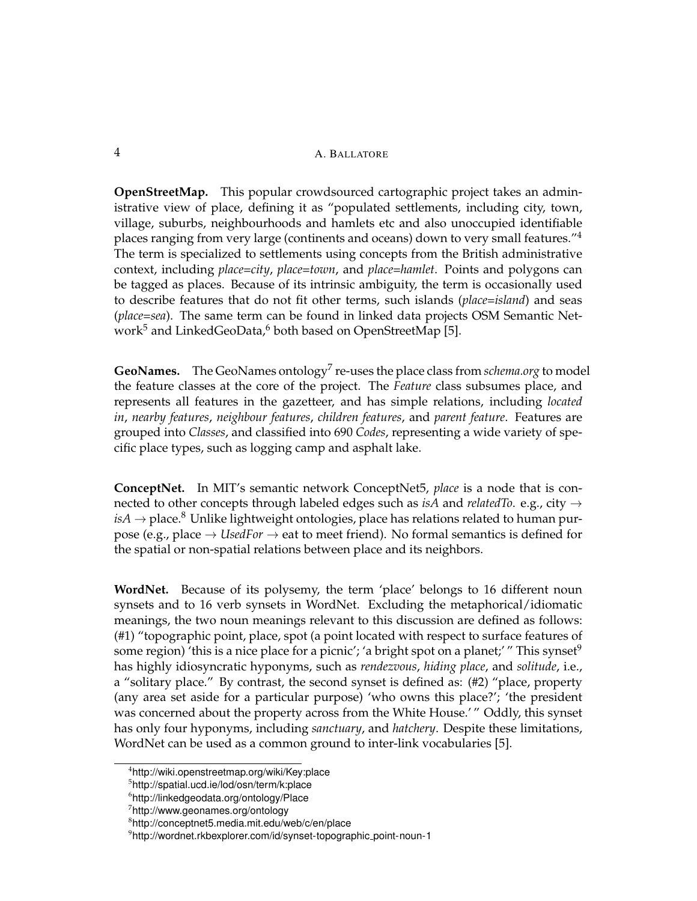**OpenStreetMap.** This popular crowdsourced cartographic project takes an administrative view of place, defining it as "populated settlements, including city, town, village, suburbs, neighbourhoods and hamlets etc and also unoccupied identifiable places ranging from very large (continents and oceans) down to very small features."[4] The term is specialized to settlements using concepts from the British administrative context, including *place=city*, *place=town*, and *place=hamlet*. Points and polygons can be tagged as places. Because of its intrinsic ambiguity, the term is occasionally used to describe features that do not fit other terms, such islands (*place=island*) and seas (*place=sea*). The same term can be found in linked data projects OSM Semantic Network[5] and LinkedGeoData,[6] both based on OpenStreetMap [5].

**GeoNames.** The GeoNames ontology[7] re-uses the place class from *schema.org* to model the feature classes at the core of the project. The *Feature* class subsumes place, and represents all features in the gazetteer, and has simple relations, including *located in*, *nearby features*, *neighbour features*, *children features*, and *parent feature*. Features are grouped into *Classes*, and classified into 690 *Codes*, representing a wide variety of specific place types, such as logging camp and asphalt lake.

**ConceptNet.** In MIT's semantic network ConceptNet5, *place* is a node that is connected to other concepts through labeled edges such as *isA* and *relatedTo*. e.g., city → *isA* → place.[8] Unlike lightweight ontologies, place has relations related to human purpose (e.g., place → *UsedFor* → eat to meet friend). No formal semantics is defined for the spatial or non-spatial relations between place and its neighbors.

**WordNet.** Because of its polysemy, the term 'place' belongs to 16 different noun synsets and to 16 verb synsets in WordNet. Excluding the metaphorical/idiomatic meanings, the two noun meanings relevant to this discussion are defined as follows: (#1) "topographic point, place, spot (a point located with respect to surface features of some region) 'this is a nice place for a picnic'; 'a bright spot on a planet;' " This synset[9] has highly idiosyncratic hyponyms, such as *rendezvous*, *hiding place*, and *solitude*, i.e., a "solitary place." By contrast, the second synset is defined as: (#2) "place, property (any area set aside for a particular purpose) 'who owns this place?'; 'the president was concerned about the property across from the White House.' " Oddly, this synset has only four hyponyms, including *sanctuary*, and *hatchery*. Despite these limitations, WordNet can be used as a common ground to inter-link vocabularies [5].

---

[4] http://wiki.openstreetmap.org/wiki/Key:place

[5] http://spatial.ucd.ie/lod/osn/term/k:place

[6] http://linkedgeodata.org/ontology/Place

[7] http://www.geonames.org/ontology

[8] http://conceptnet5.media.mit.edu/web/c/en/place

[9] http://wordnet.rkbexplorer.com/id/synset-topographic_point-noun-1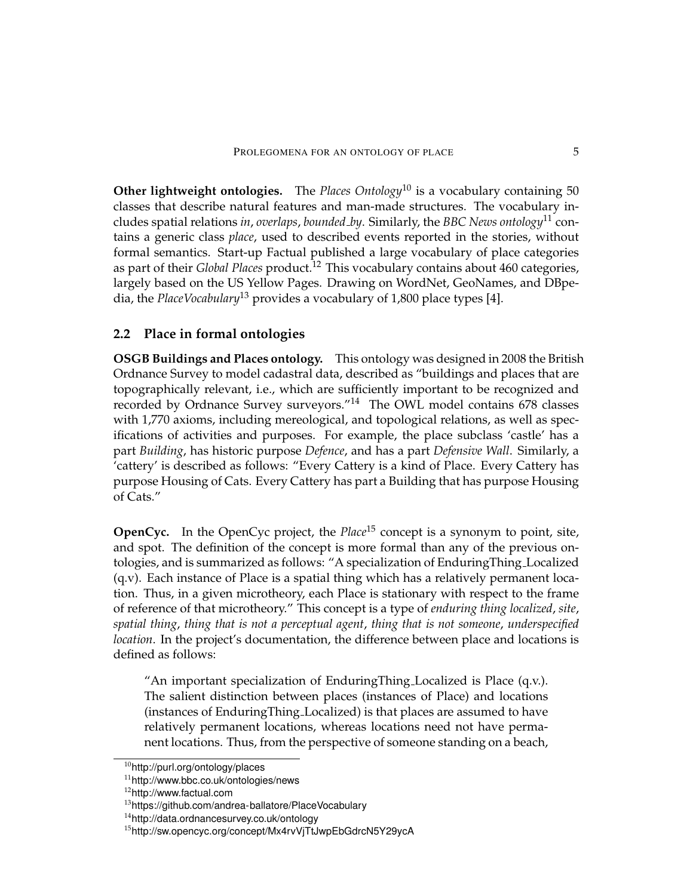**Other lightweight ontologies.** The *Places Ontology*[10] is a vocabulary containing 50 classes that describe natural features and man-made structures. The vocabulary includes spatial relations *in*, *overlaps*, *bounded_by*. Similarly, the *BBC News ontology*[11] contains a generic class *place*, used to described events reported in the stories, without formal semantics. Start-up Factual published a large vocabulary of place categories as part of their *Global Places* product.[12] This vocabulary contains about 460 categories, largely based on the US Yellow Pages. Drawing on WordNet, GeoNames, and DBpedia, the *PlaceVocabulary*[13] provides a vocabulary of 1,800 place types [4].

## 2.2 Place in formal ontologies

**OSGB Buildings and Places ontology.** This ontology was designed in 2008 the British Ordnance Survey to model cadastral data, described as "buildings and places that are topographically relevant, i.e., which are sufficiently important to be recognized and recorded by Ordnance Survey surveyors."[14] The OWL model contains 678 classes with 1,770 axioms, including mereological, and topological relations, as well as specifications of activities and purposes. For example, the place subclass 'castle' has a part *Building*, has historic purpose *Defence*, and has a part *Defensive Wall*. Similarly, a 'cattery' is described as follows: "Every Cattery is a kind of Place. Every Cattery has purpose Housing of Cats. Every Cattery has part a Building that has purpose Housing of Cats."

**OpenCyc.** In the OpenCyc project, the *Place*[15] concept is a synonym to point, site, and spot. The definition of the concept is more formal than any of the previous ontologies, and is summarized as follows: "A specialization of EnduringThing_Localized (q.v). Each instance of Place is a spatial thing which has a relatively permanent location. Thus, in a given microtheory, each Place is stationary with respect to the frame of reference of that microtheory." This concept is a type of *enduring thing localized*, *site*, *spatial thing*, *thing that is not a perceptual agent*, *thing that is not someone*, *underspecified location*. In the project's documentation, the difference between place and locations is defined as follows:

> "An important specialization of EnduringThing_Localized is Place (q.v.). The salient distinction between places (instances of Place) and locations (instances of EnduringThing_Localized) is that places are assumed to have relatively permanent locations, whereas locations need not have permanent locations. Thus, from the perspective of someone standing on a beach,

---

[10] http://purl.org/ontology/places

[11] http://www.bbc.co.uk/ontologies/news

[12] http://www.factual.com

[13] https://github.com/andrea-ballatore/PlaceVocabulary

[14] http://data.ordnancesurvey.co.uk/ontology

[15] http://sw.opencyc.org/concept/Mx4rvVjTtJwpEbGdrcN5Y29ycA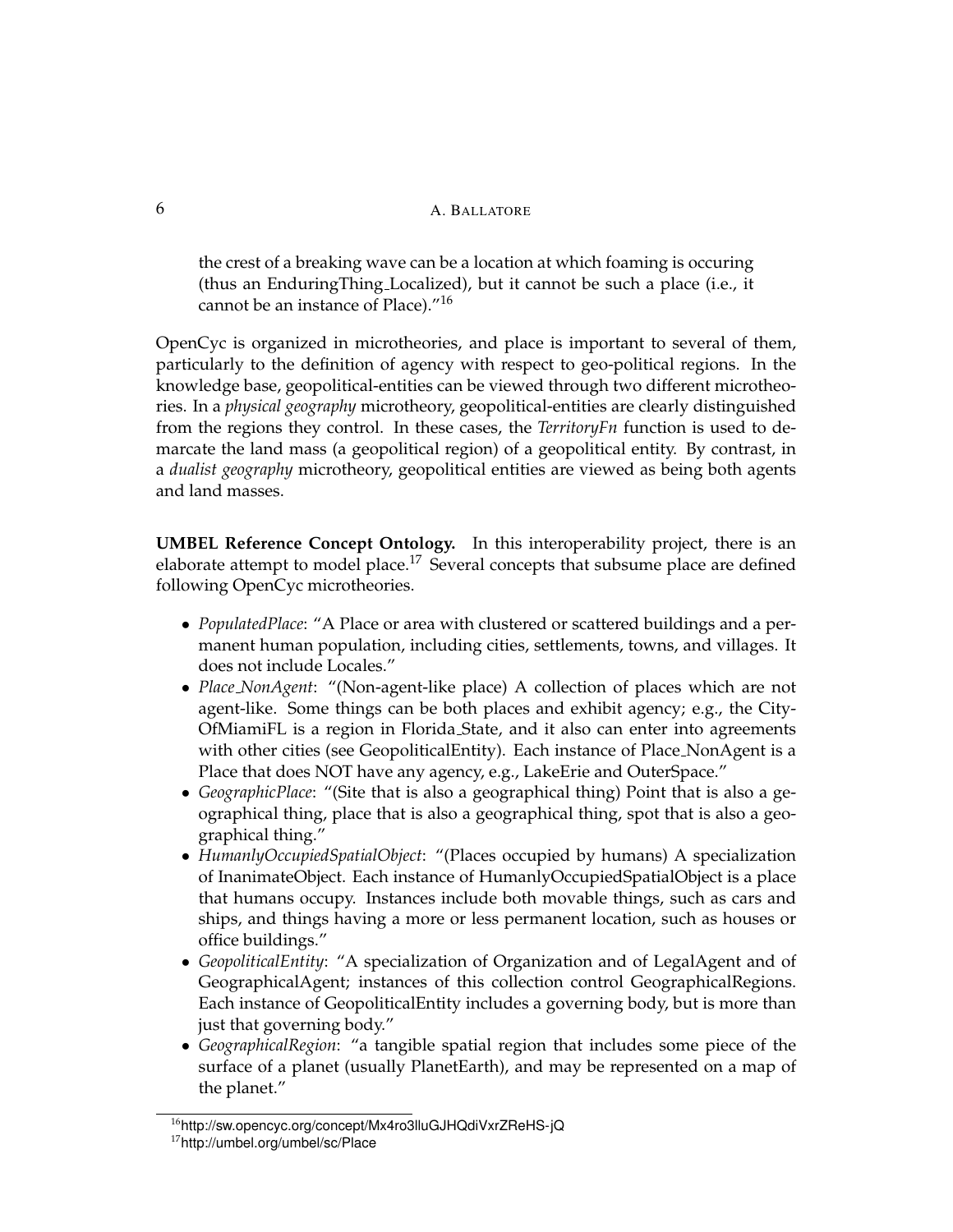the crest of a breaking wave can be a location at which foaming is occuring (thus an EnduringThing_Localized), but it cannot be such a place (i.e., it cannot be an instance of Place)."[16]

OpenCyc is organized in microtheories, and place is important to several of them, particularly to the definition of agency with respect to geo-political regions. In the knowledge base, geopolitical-entities can be viewed through two different microtheories. In a *physical geography* microtheory, geopolitical-entities are clearly distinguished from the regions they control. In these cases, the *TerritoryFn* function is used to demarcate the land mass (a geopolitical region) of a geopolitical entity. By contrast, in a *dualist geography* microtheory, geopolitical entities are viewed as being both agents and land masses.

**UMBEL Reference Concept Ontology.** In this interoperability project, there is an elaborate attempt to model place.[17] Several concepts that subsume place are defined following OpenCyc microtheories.

- *PopulatedPlace*: "A Place or area with clustered or scattered buildings and a permanent human population, including cities, settlements, towns, and villages. It does not include Locales."
- *Place_NonAgent*: "(Non-agent-like place) A collection of places which are not agent-like. Some things can be both places and exhibit agency; e.g., the CityOfMiamiFL is a region in Florida_State, and it also can enter into agreements with other cities (see GeopoliticalEntity). Each instance of Place_NonAgent is a Place that does NOT have any agency, e.g., LakeErie and OuterSpace."
- *GeographicPlace*: "(Site that is also a geographical thing) Point that is also a geographical thing, place that is also a geographical thing, spot that is also a geographical thing."
- *HumanlyOccupiedSpatialObject*: "(Places occupied by humans) A specialization of InanimateObject. Each instance of HumanlyOccupiedSpatialObject is a place that humans occupy. Instances include both movable things, such as cars and ships, and things having a more or less permanent location, such as houses or office buildings."
- *GeopoliticalEntity*: "A specialization of Organization and of LegalAgent and of GeographicalAgent; instances of this collection control GeographicalRegions. Each instance of GeopoliticalEntity includes a governing body, but is more than just that governing body."
- *GeographicalRegion*: "a tangible spatial region that includes some piece of the surface of a planet (usually PlanetEarth), and may be represented on a map of the planet."

[16] http://sw.opencyc.org/concept/Mx4ro3lluGJHQdiVxrZReHS-jQ

[17] http://umbel.org/umbel/sc/Place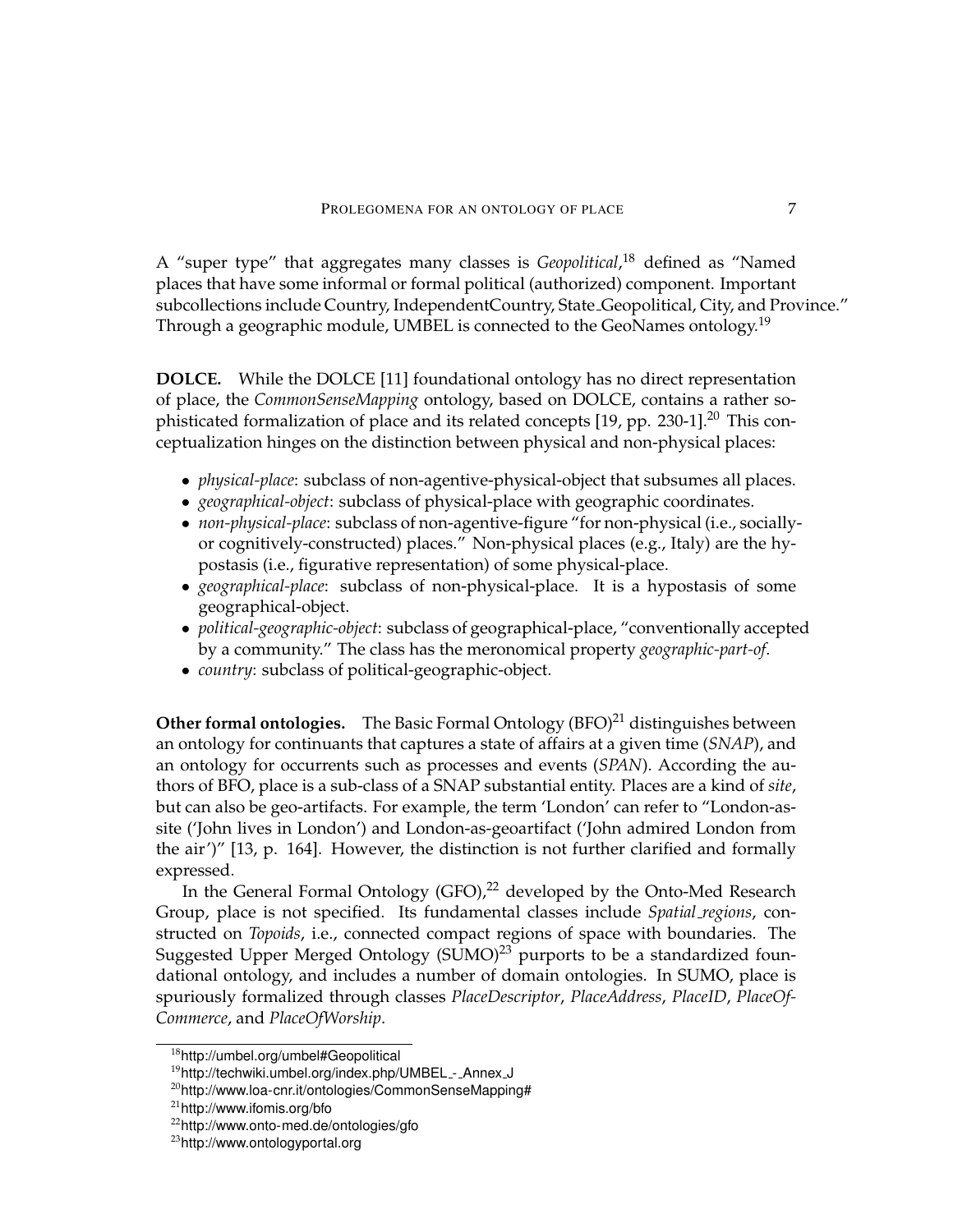A "super type" that aggregates many classes is *Geopolitical*,[18] defined as "Named places that have some informal or formal political (authorized) component. Important subcollections include Country, IndependentCountry, State_Geopolitical, City, and Province." Through a geographic module, UMBEL is connected to the GeoNames ontology.[19]

**DOLCE.** While the DOLCE [11] foundational ontology has no direct representation of place, the *CommonSenseMapping* ontology, based on DOLCE, contains a rather sophisticated formalization of place and its related concepts [19, pp. 230-1].[20] This conceptualization hinges on the distinction between physical and non-physical places:

- *physical-place*: subclass of non-agentive-physical-object that subsumes all places.
- *geographical-object*: subclass of physical-place with geographic coordinates.
- *non-physical-place*: subclass of non-agentive-figure "for non-physical (i.e., socially- or cognitively-constructed) places." Non-physical places (e.g., Italy) are the hypostasis (i.e., figurative representation) of some physical-place.
- *geographical-place*: subclass of non-physical-place. It is a hypostasis of some geographical-object.
- *political-geographic-object*: subclass of geographical-place, "conventionally accepted by a community." The class has the meronomical property *geographic-part-of*.
- *country*: subclass of political-geographic-object.

**Other formal ontologies.** The Basic Formal Ontology (BFO)[21] distinguishes between an ontology for continuants that captures a state of affairs at a given time (*SNAP*), and an ontology for occurrents such as processes and events (*SPAN*). According the authors of BFO, place is a sub-class of a SNAP substantial entity. Places are a kind of *site*, but can also be geo-artifacts. For example, the term 'London' can refer to "London-as-site ('John lives in London') and London-as-geoartifact ('John admired London from the air')" [13, p. 164]. However, the distinction is not further clarified and formally expressed.

In the General Formal Ontology (GFO),[22] developed by the Onto-Med Research Group, place is not specified. Its fundamental classes include *Spatial_regions*, constructed on *Topoids*, i.e., connected compact regions of space with boundaries. The Suggested Upper Merged Ontology (SUMO)[23] purports to be a standardized foundational ontology, and includes a number of domain ontologies. In SUMO, place is spuriously formalized through classes *PlaceDescriptor*, *PlaceAddress*, *PlaceID*, *PlaceOfCommerce*, and *PlaceOfWorship*.

[18] http://umbel.org/umbel#Geopolitical

[19] http://techwiki.umbel.org/index.php/UMBEL_-_Annex_J

[20] http://www.loa-cnr.it/ontologies/CommonSenseMapping#

[21] http://www.ifomis.org/bfo

[22] http://www.onto-med.de/ontologies/gfo

[23] http://www.ontologyportal.org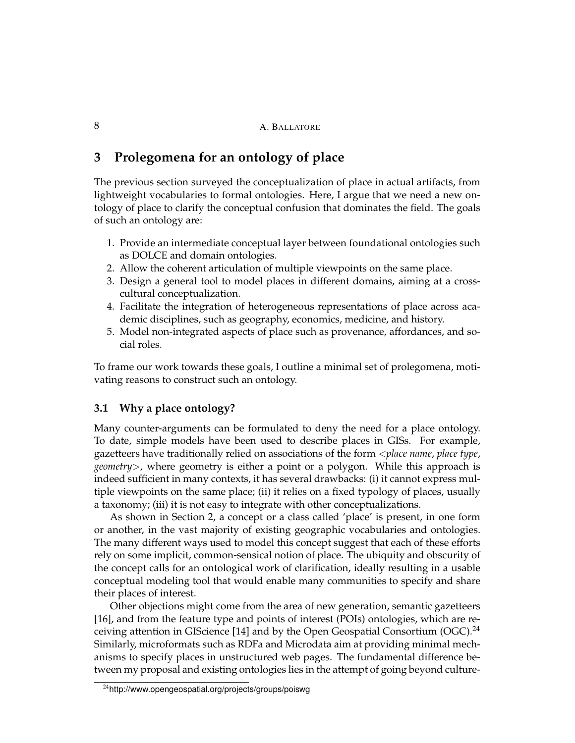## 3 Prolegomena for an ontology of place

The previous section surveyed the conceptualization of place in actual artifacts, from lightweight vocabularies to formal ontologies. Here, I argue that we need a new ontology of place to clarify the conceptual confusion that dominates the field. The goals of such an ontology are:

1. Provide an intermediate conceptual layer between foundational ontologies such as DOLCE and domain ontologies.
2. Allow the coherent articulation of multiple viewpoints on the same place.
3. Design a general tool to model places in different domains, aiming at a cross-cultural conceptualization.
4. Facilitate the integration of heterogeneous representations of place across academic disciplines, such as geography, economics, medicine, and history.
5. Model non-integrated aspects of place such as provenance, affordances, and social roles.

To frame our work towards these goals, I outline a minimal set of prolegomena, motivating reasons to construct such an ontology.

### 3.1 Why a place ontology?

Many counter-arguments can be formulated to deny the need for a place ontology. To date, simple models have been used to describe places in GISs. For example, gazetteers have traditionally relied on associations of the form <*place name*, *place type*, *geometry*>, where geometry is either a point or a polygon. While this approach is indeed sufficient in many contexts, it has several drawbacks: (i) it cannot express multiple viewpoints on the same place; (ii) it relies on a fixed typology of places, usually a taxonomy; (iii) it is not easy to integrate with other conceptualizations.

As shown in Section 2, a concept or a class called 'place' is present, in one form or another, in the vast majority of existing geographic vocabularies and ontologies. The many different ways used to model this concept suggest that each of these efforts rely on some implicit, common-sensical notion of place. The ubiquity and obscurity of the concept calls for an ontological work of clarification, ideally resulting in a usable conceptual modeling tool that would enable many communities to specify and share their places of interest.

Other objections might come from the area of new generation, semantic gazetteers [16], and from the feature type and points of interest (POIs) ontologies, which are receiving attention in GIScience [14] and by the Open Geospatial Consortium (OGC).[24] Similarly, microformats such as RDFa and Microdata aim at providing minimal mechanisms to specify places in unstructured web pages. The fundamental difference between my proposal and existing ontologies lies in the attempt of going beyond culture-

[24] http://www.opengeospatial.org/projects/groups/poiswg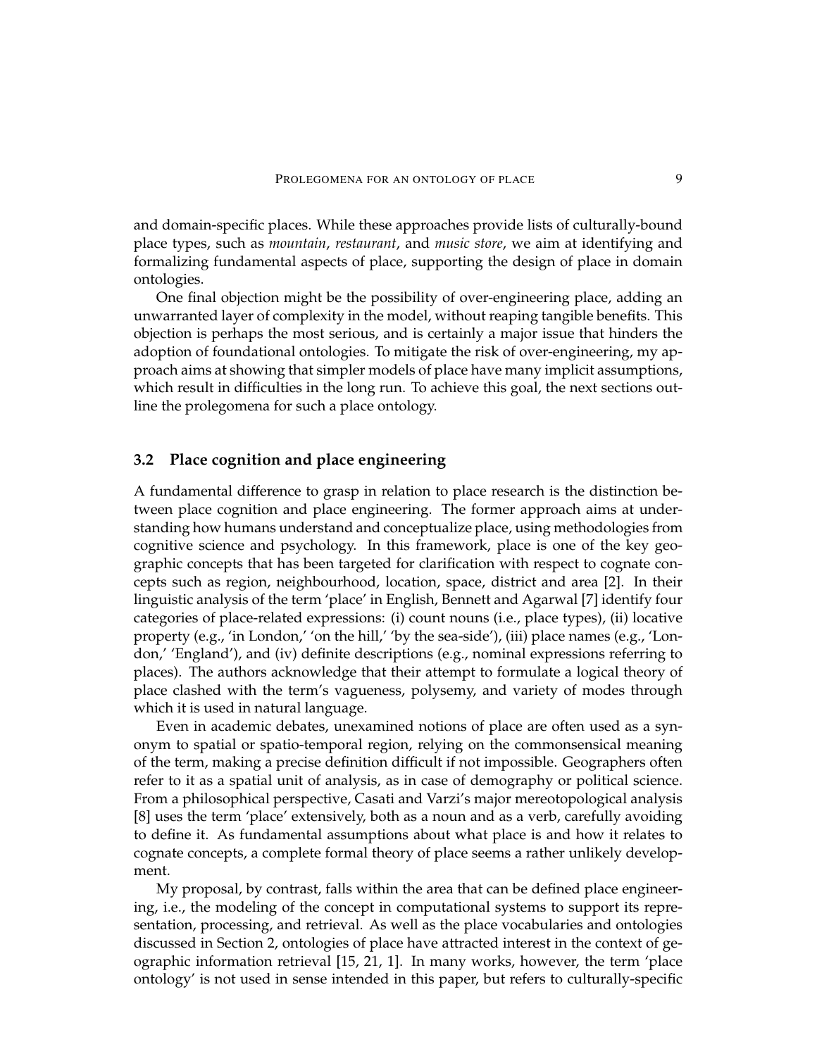and domain-specific places. While these approaches provide lists of culturally-bound place types, such as *mountain*, *restaurant*, and *music store*, we aim at identifying and formalizing fundamental aspects of place, supporting the design of place in domain ontologies.

One final objection might be the possibility of over-engineering place, adding an unwarranted layer of complexity in the model, without reaping tangible benefits. This objection is perhaps the most serious, and is certainly a major issue that hinders the adoption of foundational ontologies. To mitigate the risk of over-engineering, my approach aims at showing that simpler models of place have many implicit assumptions, which result in difficulties in the long run. To achieve this goal, the next sections outline the prolegomena for such a place ontology.

### 3.2 Place cognition and place engineering

A fundamental difference to grasp in relation to place research is the distinction between place cognition and place engineering. The former approach aims at understanding how humans understand and conceptualize place, using methodologies from cognitive science and psychology. In this framework, place is one of the key geographic concepts that has been targeted for clarification with respect to cognate concepts such as region, neighbourhood, location, space, district and area [2]. In their linguistic analysis of the term 'place' in English, Bennett and Agarwal [7] identify four categories of place-related expressions: (i) count nouns (i.e., place types), (ii) locative property (e.g., 'in London,' 'on the hill,' 'by the sea-side'), (iii) place names (e.g., 'London,' 'England'), and (iv) definite descriptions (e.g., nominal expressions referring to places). The authors acknowledge that their attempt to formulate a logical theory of place clashed with the term's vagueness, polysemy, and variety of modes through which it is used in natural language.

Even in academic debates, unexamined notions of place are often used as a synonym to spatial or spatio-temporal region, relying on the commonsensical meaning of the term, making a precise definition difficult if not impossible. Geographers often refer to it as a spatial unit of analysis, as in case of demography or political science. From a philosophical perspective, Casati and Varzi's major mereotopological analysis [8] uses the term 'place' extensively, both as a noun and as a verb, carefully avoiding to define it. As fundamental assumptions about what place is and how it relates to cognate concepts, a complete formal theory of place seems a rather unlikely development.

My proposal, by contrast, falls within the area that can be defined place engineering, i.e., the modeling of the concept in computational systems to support its representation, processing, and retrieval. As well as the place vocabularies and ontologies discussed in Section 2, ontologies of place have attracted interest in the context of geographic information retrieval [15, 21, 1]. In many works, however, the term 'place ontology' is not used in sense intended in this paper, but refers to culturally-specific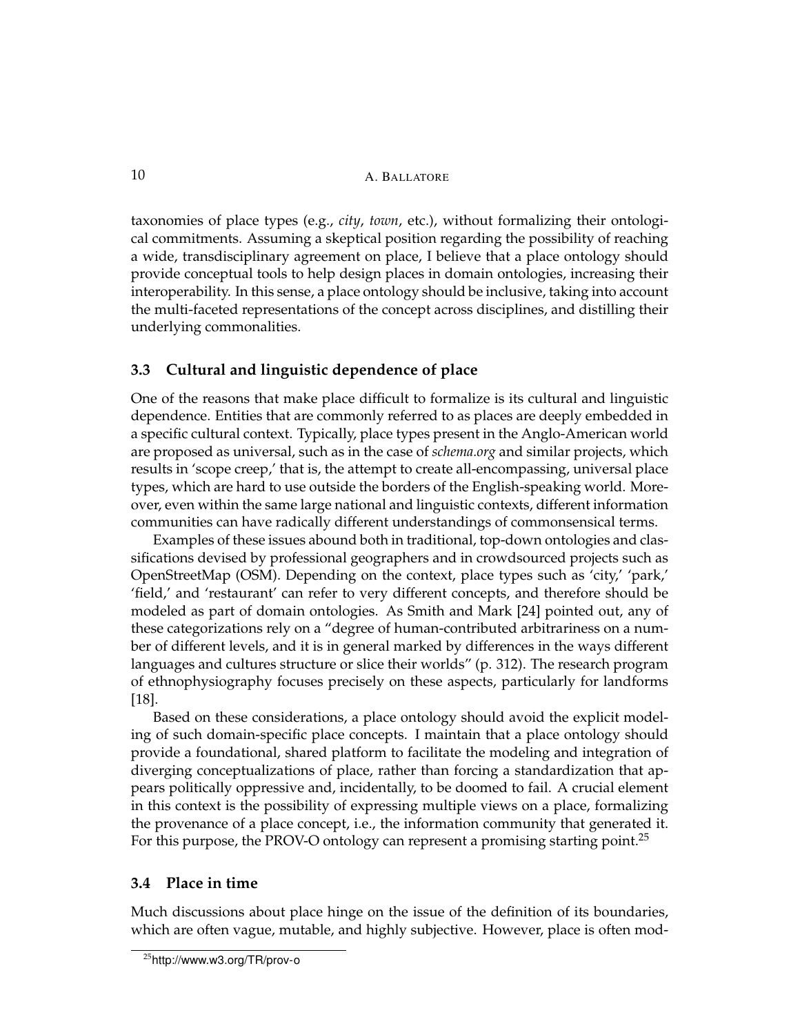taxonomies of place types (e.g., *city*, *town*, etc.), without formalizing their ontological commitments. Assuming a skeptical position regarding the possibility of reaching a wide, transdisciplinary agreement on place, I believe that a place ontology should provide conceptual tools to help design places in domain ontologies, increasing their interoperability. In this sense, a place ontology should be inclusive, taking into account the multi-faceted representations of the concept across disciplines, and distilling their underlying commonalities.

### 3.3 Cultural and linguistic dependence of place

One of the reasons that make place difficult to formalize is its cultural and linguistic dependence. Entities that are commonly referred to as places are deeply embedded in a specific cultural context. Typically, place types present in the Anglo-American world are proposed as universal, such as in the case of *schema.org* and similar projects, which results in 'scope creep,' that is, the attempt to create all-encompassing, universal place types, which are hard to use outside the borders of the English-speaking world. Moreover, even within the same large national and linguistic contexts, different information communities can have radically different understandings of commonsensical terms.

Examples of these issues abound both in traditional, top-down ontologies and classifications devised by professional geographers and in crowdsourced projects such as OpenStreetMap (OSM). Depending on the context, place types such as 'city,' 'park,' 'field,' and 'restaurant' can refer to very different concepts, and therefore should be modeled as part of domain ontologies. As Smith and Mark [24] pointed out, any of these categorizations rely on a "degree of human-contributed arbitrariness on a number of different levels, and it is in general marked by differences in the ways different languages and cultures structure or slice their worlds" (p. 312). The research program of ethnophysiography focuses precisely on these aspects, particularly for landforms [18].

Based on these considerations, a place ontology should avoid the explicit modeling of such domain-specific place concepts. I maintain that a place ontology should provide a foundational, shared platform to facilitate the modeling and integration of diverging conceptualizations of place, rather than forcing a standardization that appears politically oppressive and, incidentally, to be doomed to fail. A crucial element in this context is the possibility of expressing multiple views on a place, formalizing the provenance of a place concept, i.e., the information community that generated it. For this purpose, the PROV-O ontology can represent a promising starting point.[25]

### 3.4 Place in time

Much discussions about place hinge on the issue of the definition of its boundaries, which are often vague, mutable, and highly subjective. However, place is often mod-

[25] http://www.w3.org/TR/prov-o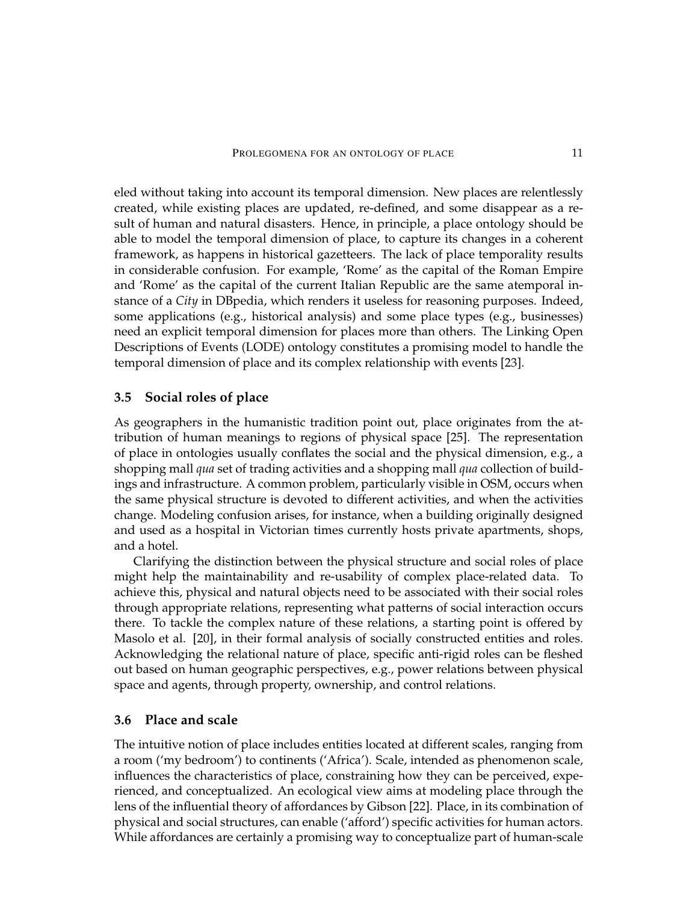eled without taking into account its temporal dimension. New places are relentlessly created, while existing places are updated, re-defined, and some disappear as a result of human and natural disasters. Hence, in principle, a place ontology should be able to model the temporal dimension of place, to capture its changes in a coherent framework, as happens in historical gazetteers. The lack of place temporality results in considerable confusion. For example, 'Rome' as the capital of the Roman Empire and 'Rome' as the capital of the current Italian Republic are the same atemporal instance of a *City* in DBpedia, which renders it useless for reasoning purposes. Indeed, some applications (e.g., historical analysis) and some place types (e.g., businesses) need an explicit temporal dimension for places more than others. The Linking Open Descriptions of Events (LODE) ontology constitutes a promising model to handle the temporal dimension of place and its complex relationship with events [23].

### 3.5 Social roles of place

As geographers in the humanistic tradition point out, place originates from the attribution of human meanings to regions of physical space [25]. The representation of place in ontologies usually conflates the social and the physical dimension, e.g., a shopping mall *qua* set of trading activities and a shopping mall *qua* collection of buildings and infrastructure. A common problem, particularly visible in OSM, occurs when the same physical structure is devoted to different activities, and when the activities change. Modeling confusion arises, for instance, when a building originally designed and used as a hospital in Victorian times currently hosts private apartments, shops, and a hotel.

Clarifying the distinction between the physical structure and social roles of place might help the maintainability and re-usability of complex place-related data. To achieve this, physical and natural objects need to be associated with their social roles through appropriate relations, representing what patterns of social interaction occurs there. To tackle the complex nature of these relations, a starting point is offered by Masolo et al. [20], in their formal analysis of socially constructed entities and roles. Acknowledging the relational nature of place, specific anti-rigid roles can be fleshed out based on human geographic perspectives, e.g., power relations between physical space and agents, through property, ownership, and control relations.

### 3.6 Place and scale

The intuitive notion of place includes entities located at different scales, ranging from a room ('my bedroom') to continents ('Africa'). Scale, intended as phenomenon scale, influences the characteristics of place, constraining how they can be perceived, experienced, and conceptualized. An ecological view aims at modeling place through the lens of the influential theory of affordances by Gibson [22]. Place, in its combination of physical and social structures, can enable ('afford') specific activities for human actors. While affordances are certainly a promising way to conceptualize part of human-scale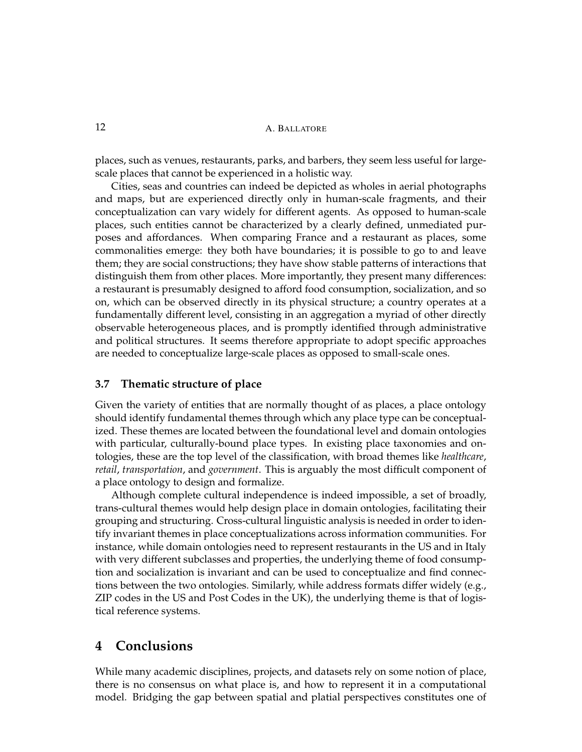places, such as venues, restaurants, parks, and barbers, they seem less useful for large-scale places that cannot be experienced in a holistic way.

Cities, seas and countries can indeed be depicted as wholes in aerial photographs and maps, but are experienced directly only in human-scale fragments, and their conceptualization can vary widely for different agents. As opposed to human-scale places, such entities cannot be characterized by a clearly defined, unmediated purposes and affordances. When comparing France and a restaurant as places, some commonalities emerge: they both have boundaries; it is possible to go to and leave them; they are social constructions; they have show stable patterns of interactions that distinguish them from other places. More importantly, they present many differences: a restaurant is presumably designed to afford food consumption, socialization, and so on, which can be observed directly in its physical structure; a country operates at a fundamentally different level, consisting in an aggregation a myriad of other directly observable heterogeneous places, and is promptly identified through administrative and political structures. It seems therefore appropriate to adopt specific approaches are needed to conceptualize large-scale places as opposed to small-scale ones.

### 3.7 Thematic structure of place

Given the variety of entities that are normally thought of as places, a place ontology should identify fundamental themes through which any place type can be conceptualized. These themes are located between the foundational level and domain ontologies with particular, culturally-bound place types. In existing place taxonomies and ontologies, these are the top level of the classification, with broad themes like *healthcare*, *retail*, *transportation*, and *government*. This is arguably the most difficult component of a place ontology to design and formalize.

Although complete cultural independence is indeed impossible, a set of broadly, trans-cultural themes would help design place in domain ontologies, facilitating their grouping and structuring. Cross-cultural linguistic analysis is needed in order to identify invariant themes in place conceptualizations across information communities. For instance, while domain ontologies need to represent restaurants in the US and in Italy with very different subclasses and properties, the underlying theme of food consumption and socialization is invariant and can be used to conceptualize and find connections between the two ontologies. Similarly, while address formats differ widely (e.g., ZIP codes in the US and Post Codes in the UK), the underlying theme is that of logistical reference systems.

## 4 Conclusions

While many academic disciplines, projects, and datasets rely on some notion of place, there is no consensus on what place is, and how to represent it in a computational model. Bridging the gap between spatial and platial perspectives constitutes one of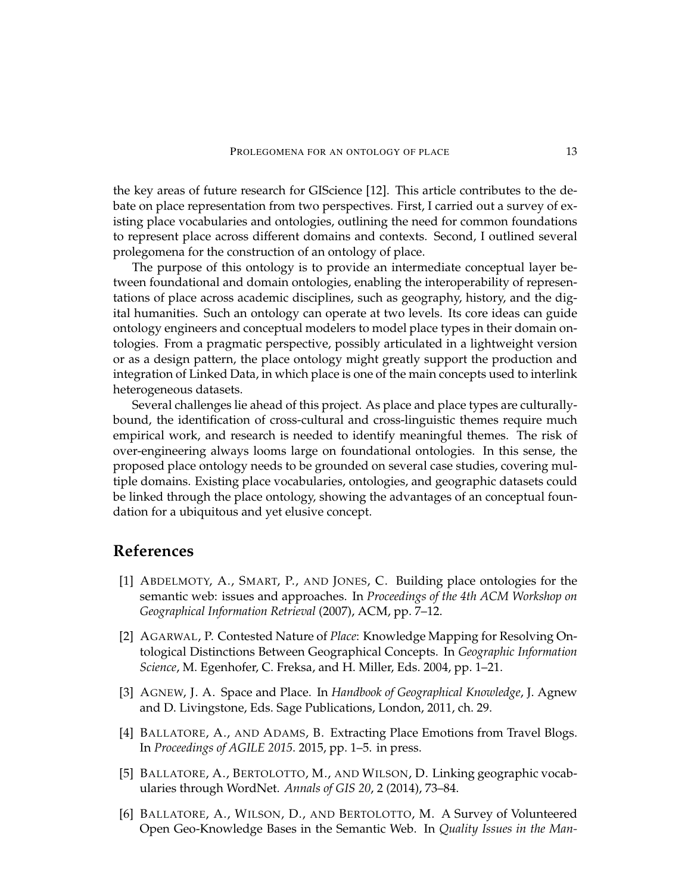the key areas of future research for GIScience [12]. This article contributes to the debate on place representation from two perspectives. First, I carried out a survey of existing place vocabularies and ontologies, outlining the need for common foundations to represent place across different domains and contexts. Second, I outlined several prolegomena for the construction of an ontology of place.

The purpose of this ontology is to provide an intermediate conceptual layer between foundational and domain ontologies, enabling the interoperability of representations of place across academic disciplines, such as geography, history, and the digital humanities. Such an ontology can operate at two levels. Its core ideas can guide ontology engineers and conceptual modelers to model place types in their domain ontologies. From a pragmatic perspective, possibly articulated in a lightweight version or as a design pattern, the place ontology might greatly support the production and integration of Linked Data, in which place is one of the main concepts used to interlink heterogeneous datasets.

Several challenges lie ahead of this project. As place and place types are culturally-bound, the identification of cross-cultural and cross-linguistic themes require much empirical work, and research is needed to identify meaningful themes. The risk of over-engineering always looms large on foundational ontologies. In this sense, the proposed place ontology needs to be grounded on several case studies, covering multiple domains. Existing place vocabularies, ontologies, and geographic datasets could be linked through the place ontology, showing the advantages of an conceptual foundation for a ubiquitous and yet elusive concept.

## References

[1] Abdelmoty, A., Smart, P., and Jones, C. Building place ontologies for the semantic web: issues and approaches. In *Proceedings of the 4th ACM Workshop on Geographical Information Retrieval* (2007), ACM, pp. 7–12.

[2] Agarwal, P. Contested Nature of *Place*: Knowledge Mapping for Resolving Ontological Distinctions Between Geographical Concepts. In *Geographic Information Science*, M. Egenhofer, C. Freksa, and H. Miller, Eds. 2004, pp. 1–21.

[3] Agnew, J. A. Space and Place. In *Handbook of Geographical Knowledge*, J. Agnew and D. Livingstone, Eds. Sage Publications, London, 2011, ch. 29.

[4] Ballatore, A., and Adams, B. Extracting Place Emotions from Travel Blogs. In *Proceedings of AGILE 2015*. 2015, pp. 1–5. in press.

[5] Ballatore, A., Bertolotto, M., and Wilson, D. Linking geographic vocabularies through WordNet. *Annals of GIS 20*, 2 (2014), 73–84.

[6] Ballatore, A., Wilson, D., and Bertolotto, M. A Survey of Volunteered Open Geo-Knowledge Bases in the Semantic Web. In *Quality Issues in the Man-*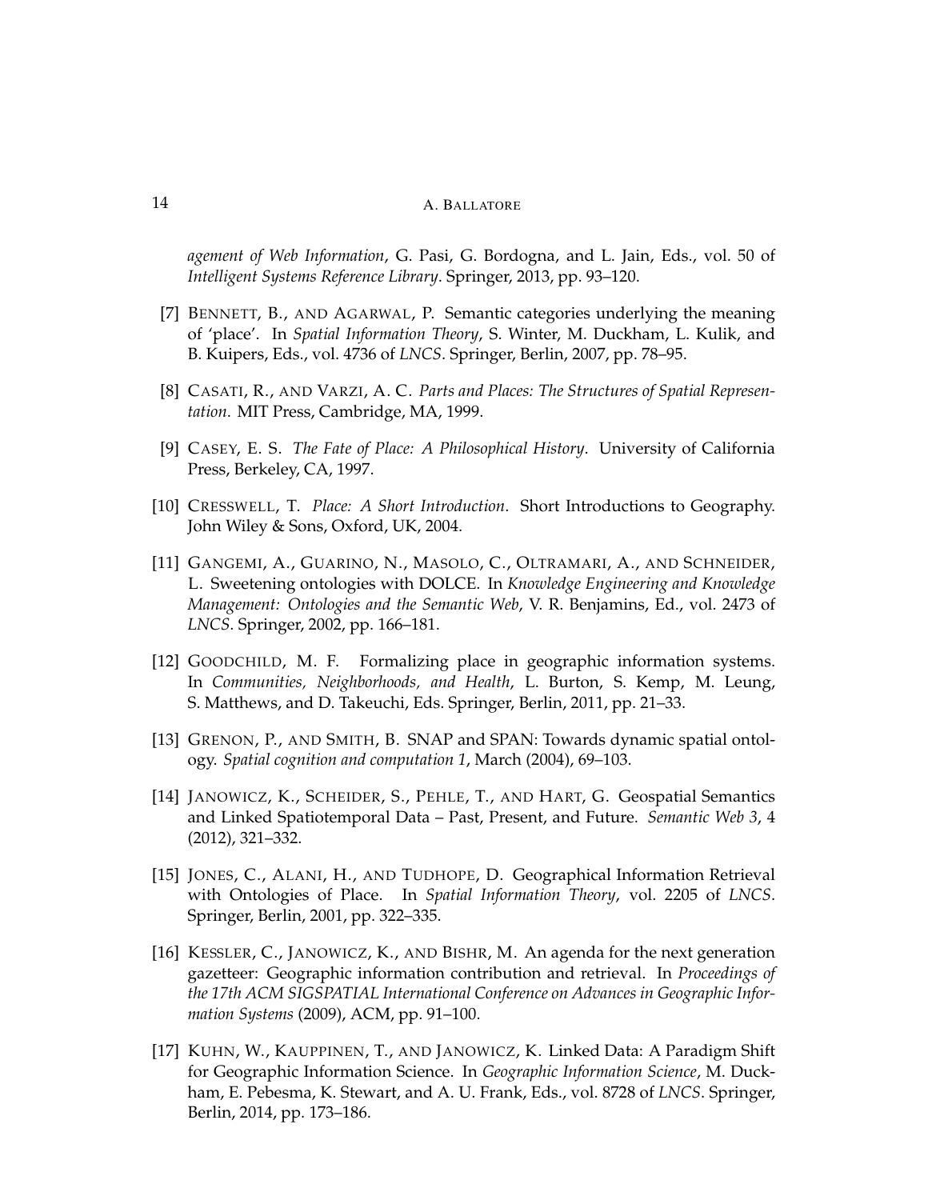*agement of Web Information*, G. Pasi, G. Bordogna, and L. Jain, Eds., vol. 50 of *Intelligent Systems Reference Library*. Springer, 2013, pp. 93–120.

[7] BENNETT, B., AND AGARWAL, P. Semantic categories underlying the meaning of 'place'. In *Spatial Information Theory*, S. Winter, M. Duckham, L. Kulik, and B. Kuipers, Eds., vol. 4736 of *LNCS*. Springer, Berlin, 2007, pp. 78–95.

[8] CASATI, R., AND VARZI, A. C. *Parts and Places: The Structures of Spatial Representation*. MIT Press, Cambridge, MA, 1999.

[9] CASEY, E. S. *The Fate of Place: A Philosophical History*. University of California Press, Berkeley, CA, 1997.

[10] CRESSWELL, T. *Place: A Short Introduction*. Short Introductions to Geography. John Wiley & Sons, Oxford, UK, 2004.

[11] GANGEMI, A., GUARINO, N., MASOLO, C., OLTRAMARI, A., AND SCHNEIDER, L. Sweetening ontologies with DOLCE. In *Knowledge Engineering and Knowledge Management: Ontologies and the Semantic Web*, V. R. Benjamins, Ed., vol. 2473 of *LNCS*. Springer, 2002, pp. 166–181.

[12] GOODCHILD, M. F. Formalizing place in geographic information systems. In *Communities, Neighborhoods, and Health*, L. Burton, S. Kemp, M. Leung, S. Matthews, and D. Takeuchi, Eds. Springer, Berlin, 2011, pp. 21–33.

[13] GRENON, P., AND SMITH, B. SNAP and SPAN: Towards dynamic spatial ontology. *Spatial cognition and computation 1*, March (2004), 69–103.

[14] JANOWICZ, K., SCHEIDER, S., PEHLE, T., AND HART, G. Geospatial Semantics and Linked Spatiotemporal Data – Past, Present, and Future. *Semantic Web 3*, 4 (2012), 321–332.

[15] JONES, C., ALANI, H., AND TUDHOPE, D. Geographical Information Retrieval with Ontologies of Place. In *Spatial Information Theory*, vol. 2205 of *LNCS*. Springer, Berlin, 2001, pp. 322–335.

[16] KESSLER, C., JANOWICZ, K., AND BISHR, M. An agenda for the next generation gazetteer: Geographic information contribution and retrieval. In *Proceedings of the 17th ACM SIGSPATIAL International Conference on Advances in Geographic Information Systems* (2009), ACM, pp. 91–100.

[17] KUHN, W., KAUPPINEN, T., AND JANOWICZ, K. Linked Data: A Paradigm Shift for Geographic Information Science. In *Geographic Information Science*, M. Duckham, E. Pebesma, K. Stewart, and A. U. Frank, Eds., vol. 8728 of *LNCS*. Springer, Berlin, 2014, pp. 173–186.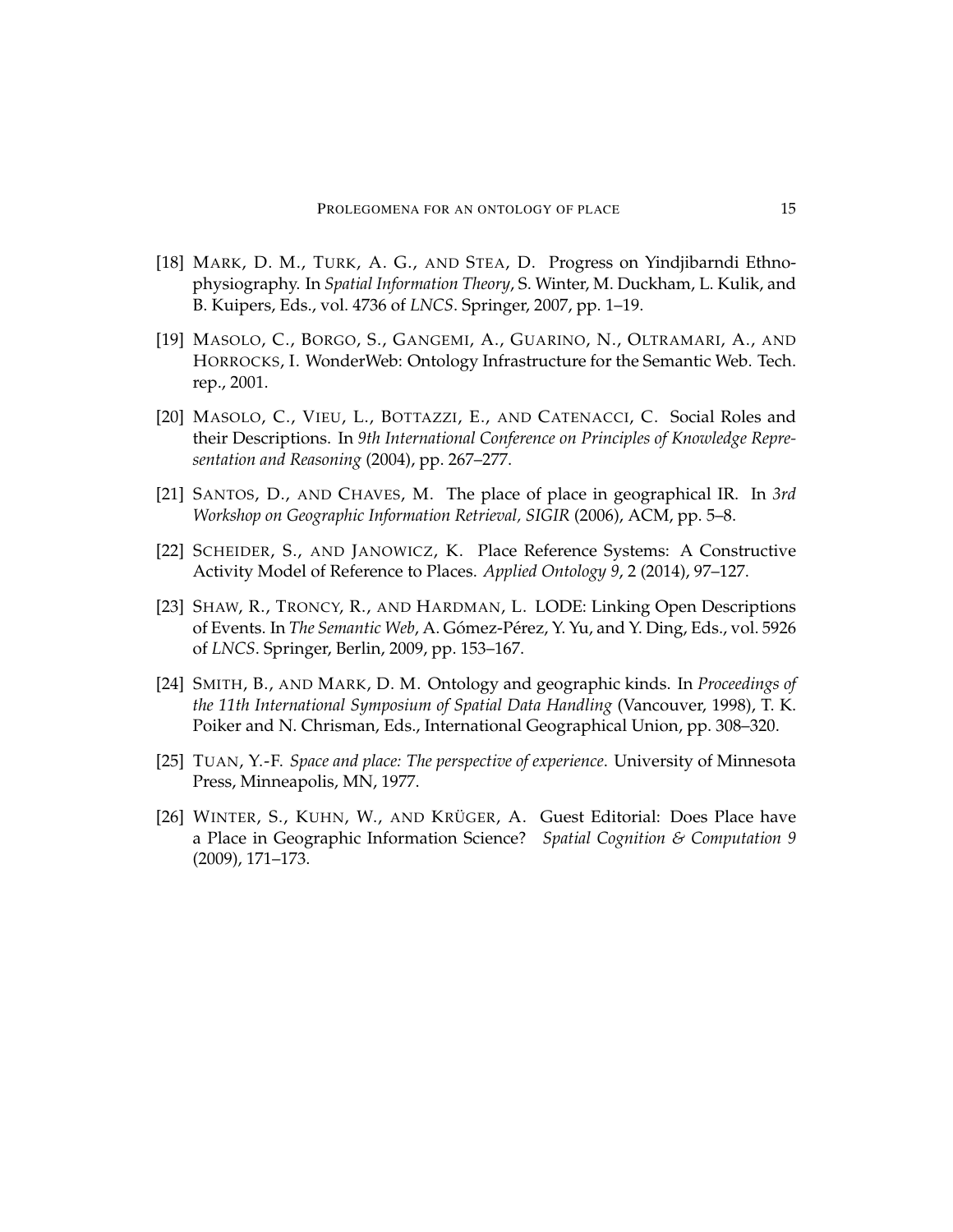[18] MARK, D. M., TURK, A. G., AND STEA, D. Progress on Yindjibarndi Ethnophysiography. In *Spatial Information Theory*, S. Winter, M. Duckham, L. Kulik, and B. Kuipers, Eds., vol. 4736 of *LNCS*. Springer, 2007, pp. 1–19.

[19] MASOLO, C., BORGO, S., GANGEMI, A., GUARINO, N., OLTRAMARI, A., AND HORROCKS, I. WonderWeb: Ontology Infrastructure for the Semantic Web. Tech. rep., 2001.

[20] MASOLO, C., VIEU, L., BOTTAZZI, E., AND CATENACCI, C. Social Roles and their Descriptions. In *9th International Conference on Principles of Knowledge Representation and Reasoning* (2004), pp. 267–277.

[21] SANTOS, D., AND CHAVES, M. The place of place in geographical IR. In *3rd Workshop on Geographic Information Retrieval, SIGIR* (2006), ACM, pp. 5–8.

[22] SCHEIDER, S., AND JANOWICZ, K. Place Reference Systems: A Constructive Activity Model of Reference to Places. *Applied Ontology 9*, 2 (2014), 97–127.

[23] SHAW, R., TRONCY, R., AND HARDMAN, L. LODE: Linking Open Descriptions of Events. In *The Semantic Web*, A. Gómez-Pérez, Y. Yu, and Y. Ding, Eds., vol. 5926 of *LNCS*. Springer, Berlin, 2009, pp. 153–167.

[24] SMITH, B., AND MARK, D. M. Ontology and geographic kinds. In *Proceedings of the 11th International Symposium of Spatial Data Handling* (Vancouver, 1998), T. K. Poiker and N. Chrisman, Eds., International Geographical Union, pp. 308–320.

[25] TUAN, Y.-F. *Space and place: The perspective of experience*. University of Minnesota Press, Minneapolis, MN, 1977.

[26] WINTER, S., KUHN, W., AND KRÜGER, A. Guest Editorial: Does Place have a Place in Geographic Information Science? *Spatial Cognition & Computation 9* (2009), 171–173.